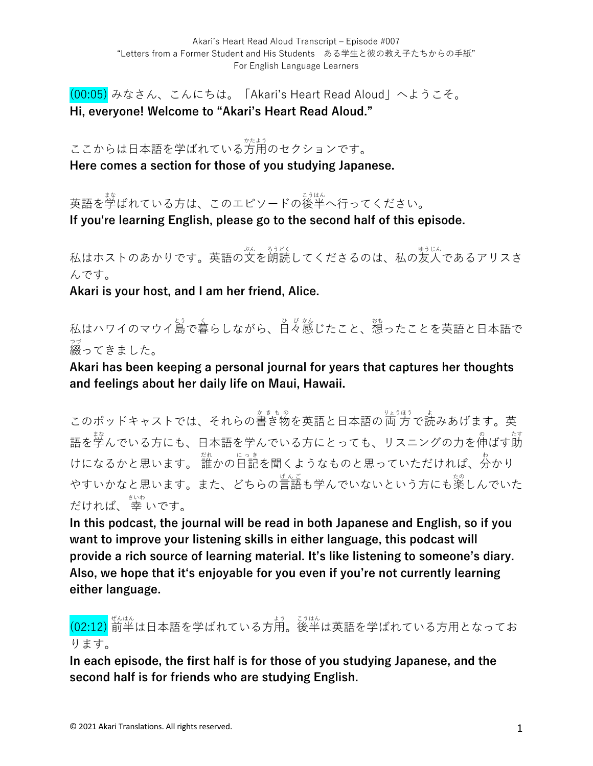(00:05) みなさん、こんにちは。「Akari's Heart Read Aloud」へようこそ。
**Hi, everyone! Welcome to "Akari's Heart Read Aloud."**

ここからは日本語を学ばれている方用のセクションです。
**Here comes a section for those of you studying Japanese.**

英語を学ばれている方は、このエピソードの後半へ行ってください。
**If you're learning English, please go to the second half of this episode.**

私はホストのあかりです。英語の文を朗読してくださるのは、私の友人であるアリスさんです。
**Akari is your host, and I am her friend, Alice.**

私はハワイのマウイ島で暮らしながら、日々感じたこと、想ったことを英語と日本語で綴ってきました。
**Akari has been keeping a personal journal for years that captures her thoughts and feelings about her daily life on Maui, Hawaii.**

このポッドキャストでは、それらの書き物を英語と日本語の両方で読みあげます。英語を学んでいる方にも、日本語を学んでいる方にとっても、リスニングの力を伸ばす助けになるかと思います。誰かの日記を聞くようなものと思っていただければ、分かりやすいかなと思います。また、どちらの言語も学んでいないという方にも楽しんでいただければ、幸いです。
**In this podcast, the journal will be read in both Japanese and English, so if you want to improve your listening skills in either language, this podcast will provide a rich source of learning material. It's like listening to someone's diary. Also, we hope that it's enjoyable for you even if you're not currently learning either language.**

(02:12) 前半は日本語を学ばれている方用。後半は英語を学ばれている方用となっております。
**In each episode, the first half is for those of you studying Japanese, and the second half is for friends who are studying English.**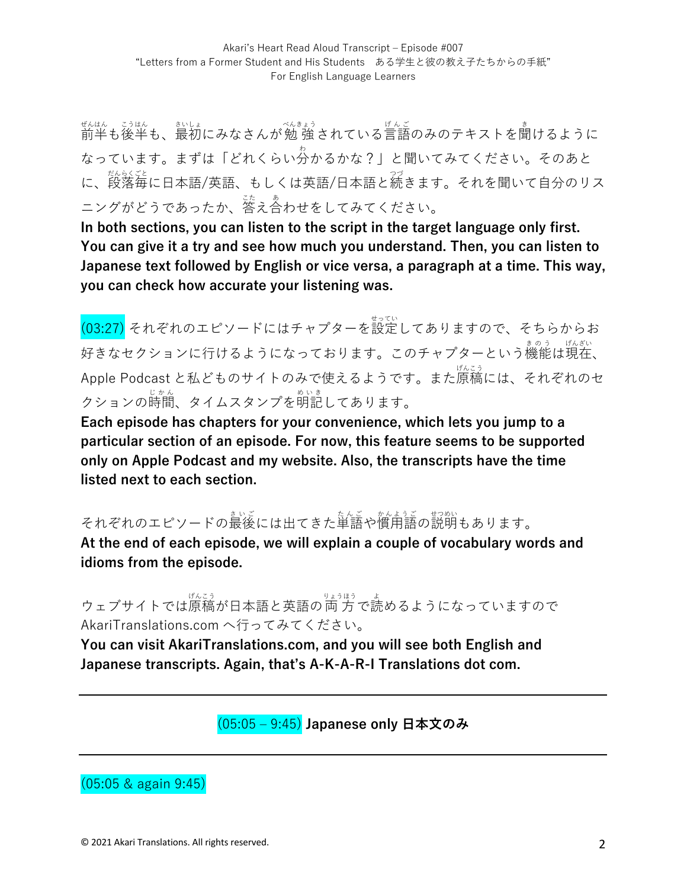前半も後半も、最初にみなさんが勉強されている言語のみのテキストを聞けるようになっています。まずは「どれくらい分かるかな？」と聞いてみてください。そのあとに、段落毎に日本語/英語、もしくは英語/日本語と続きます。それを聞いて自分のリスニングがどうであったか、答え合わせをしてみてください。

**In both sections, you can listen to the script in the target language only first. You can give it a try and see how much you understand. Then, you can listen to Japanese text followed by English or vice versa, a paragraph at a time. This way, you can check how accurate your listening was.**

(03:27) それぞれのエピソードにはチャプターを設定してありますので、そちらからお好きなセクションに行けるようになっております。このチャプターという機能は現在、Apple Podcast と私どものサイトのみで使えるようです。また原稿には、それぞれのセクションの時間、タイムスタンプを明記してあります。

**Each episode has chapters for your convenience, which lets you jump to a particular section of an episode. For now, this feature seems to be supported only on Apple Podcast and my website. Also, the transcripts have the time listed next to each section.**

それぞれのエピソードの最後には出てきた単語や慣用語の説明もあります。

**At the end of each episode, we will explain a couple of vocabulary words and idioms from the episode.**

ウェブサイトでは原稿が日本語と英語の両方で読めるようになっていますので AkariTranslations.com へ行ってみてください。

**You can visit AkariTranslations.com, and you will see both English and Japanese transcripts. Again, that's A-K-A-R-I Translations dot com.**

---

## (05:05 – 9:45) Japanese only 日本文のみ

---

(05:05 & again 9:45)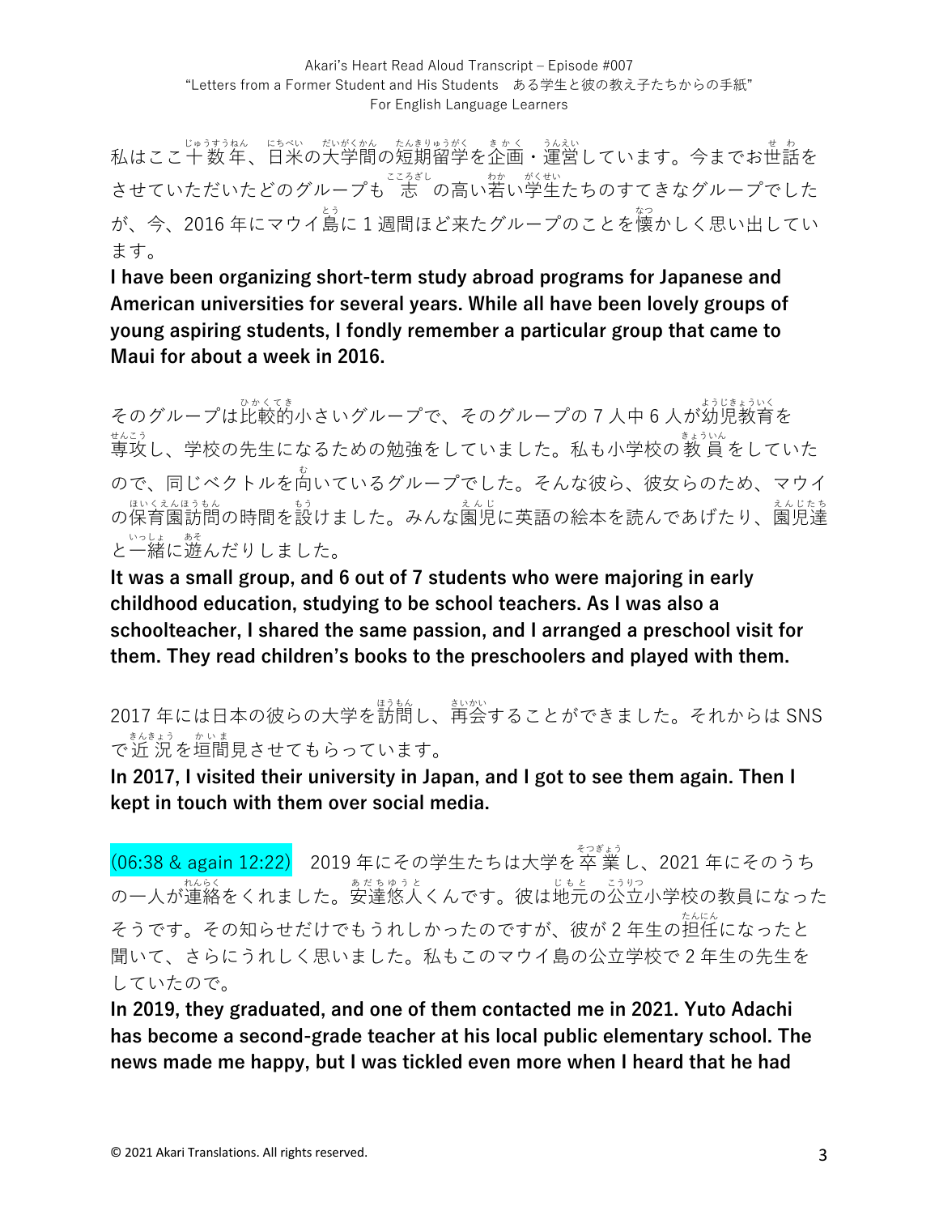私はここ十数年、日米の大学間の短期留学を企画・運営しています。今までお世話をさせていただいたどのグループも志の高い若い学生たちのすてきなグループでしたが、今、2016 年にマウイ島に 1 週間ほど来たグループのことを懐かしく思い出しています。

**I have been organizing short-term study abroad programs for Japanese and American universities for several years. While all have been lovely groups of young aspiring students, I fondly remember a particular group that came to Maui for about a week in 2016.**

そのグループは比較的小さいグループで、そのグループの 7 人中 6 人が幼児教育を専攻し、学校の先生になるための勉強をしていました。私も小学校の教員をしていたので、同じベクトルを向いているグループでした。そんな彼ら、彼女らのため、マウイの保育園訪問の時間を設けました。みんな園児に英語の絵本を読んであげたり、園児達と一緒に遊んだりしました。

**It was a small group, and 6 out of 7 students who were majoring in early childhood education, studying to be school teachers. As I was also a schoolteacher, I shared the same passion, and I arranged a preschool visit for them. They read children's books to the preschoolers and played with them.**

2017 年には日本の彼らの大学を訪問し、再会することができました。それからは SNS で近況を垣間見させてもらっています。

**In 2017, I visited their university in Japan, and I got to see them again. Then I kept in touch with them over social media.**

(06:38 & again 12:22)　2019 年にその学生たちは大学を卒業し、2021 年にそのうちの一人が連絡をくれました。安達悠人くんです。彼は地元の公立小学校の教員になったそうです。その知らせだけでもうれしかったのですが、彼が 2 年生の担任になったと聞いて、さらにうれしく思いました。私もこのマウイ島の公立学校で 2 年生の先生をしていたので。

**In 2019, they graduated, and one of them contacted me in 2021. Yuto Adachi has become a second-grade teacher at his local public elementary school. The news made me happy, but I was tickled even more when I heard that he had**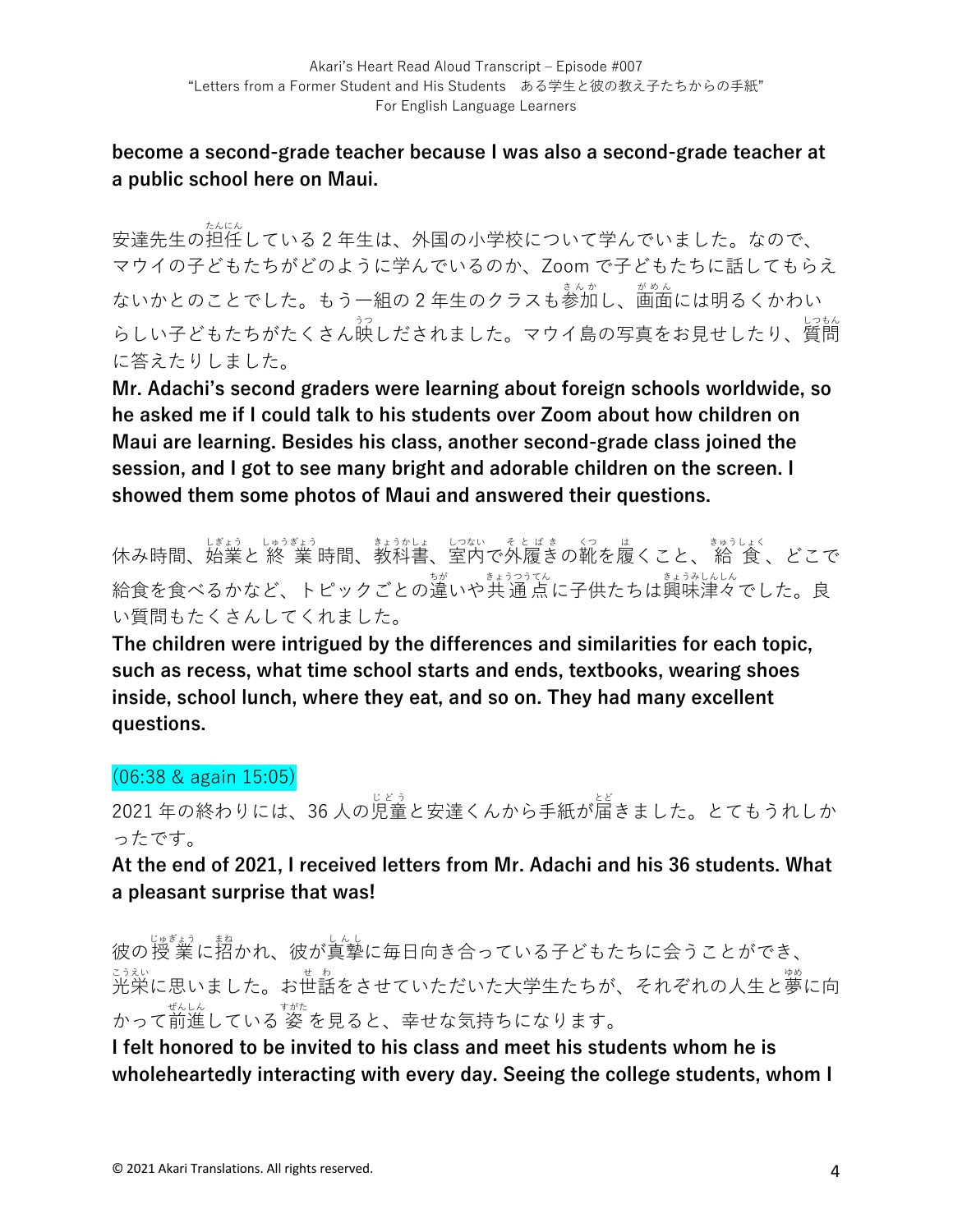**become a second-grade teacher because I was also a second-grade teacher at a public school here on Maui.**

安達先生の担任している 2 年生は、外国の小学校について学んでいました。なので、マウイの子どもたちがどのように学んでいるのか、Zoom で子どもたちに話してもらえないかとのことでした。もう一組の 2 年生のクラスも参加し、画面には明るくかわいらしい子どもたちがたくさん映しだされました。マウイ島の写真をお見せしたり、質問に答えたりしました。

**Mr. Adachi's second graders were learning about foreign schools worldwide, so he asked me if I could talk to his students over Zoom about how children on Maui are learning. Besides his class, another second-grade class joined the session, and I got to see many bright and adorable children on the screen. I showed them some photos of Maui and answered their questions.**

休み時間、始業と終業時間、教科書、室内で外履きの靴を履くこと、給食、どこで給食を食べるかなど、トピックごとの違いや共通点に子供たちは興味津々でした。良い質問もたくさんしてくれました。

**The children were intrigued by the differences and similarities for each topic, such as recess, what time school starts and ends, textbooks, wearing shoes inside, school lunch, where they eat, and so on. They had many excellent questions.**

(06:38 & again 15:05)

2021 年の終わりには、36 人の児童と安達くんから手紙が届きました。とてもうれしかったです。

**At the end of 2021, I received letters from Mr. Adachi and his 36 students. What a pleasant surprise that was!**

彼の授業に招かれ、彼が真摯に毎日向き合っている子どもたちに会うことができ、光栄に思いました。お世話をさせていただいた大学生たちが、それぞれの人生と夢に向かって前進している姿を見ると、幸せな気持ちになります。

**I felt honored to be invited to his class and meet his students whom he is wholeheartedly interacting with every day. Seeing the college students, whom I**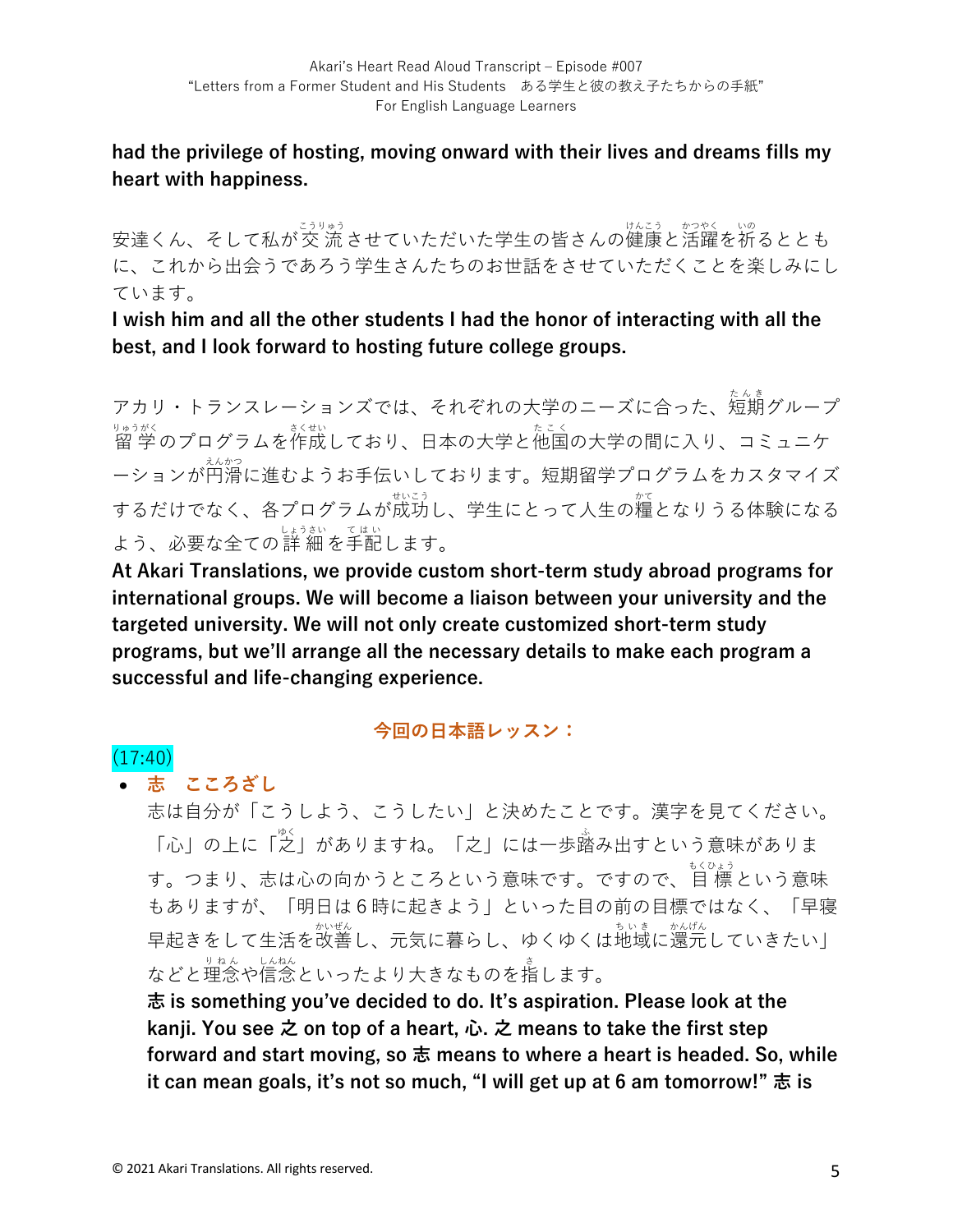**had the privilege of hosting, moving onward with their lives and dreams fills my heart with happiness.**

安達くん、そして私が交流させていただいた学生の皆さんの健康と活躍を祈るとともに、これから出会うであろう学生さんたちのお世話をさせていただくことを楽しみにしています。

**I wish him and all the other students I had the honor of interacting with all the best, and I look forward to hosting future college groups.**

アカリ・トランスレーションズでは、それぞれの大学のニーズに合った、短期グループ留学のプログラムを作成しており、日本の大学と他国の大学の間に入り、コミュニケーションが円滑に進むようお手伝いしております。短期留学プログラムをカスタマイズするだけでなく、各プログラムが成功し、学生にとって人生の糧となりうる体験になるよう、必要な全ての詳細を手配します。

**At Akari Translations, we provide custom short-term study abroad programs for international groups. We will become a liaison between your university and the targeted university. We will not only create customized short-term study programs, but we'll arrange all the necessary details to make each program a successful and life-changing experience.**

## 今回の日本語レッスン：

(17:40)

- **志　こころざし**

  志は自分が「こうしよう、こうしたい」と決めたことです。漢字を見てください。「心」の上に「之」がありますね。「之」には一歩踏み出すという意味があります。つまり、志は心の向かうところという意味です。ですので、目標という意味もありますが、「明日は６時に起きよう」といった目の前の目標ではなく、「早寝早起きをして生活を改善し、元気に暮らし、ゆくゆくは地域に還元していきたい」などと理念や信念といったより大きなものを指します。

  **志 is something you've decided to do. It's aspiration. Please look at the kanji. You see 之 on top of a heart, 心. 之 means to take the first step forward and start moving, so 志 means to where a heart is headed. So, while it can mean goals, it's not so much, "I will get up at 6 am tomorrow!" 志 is**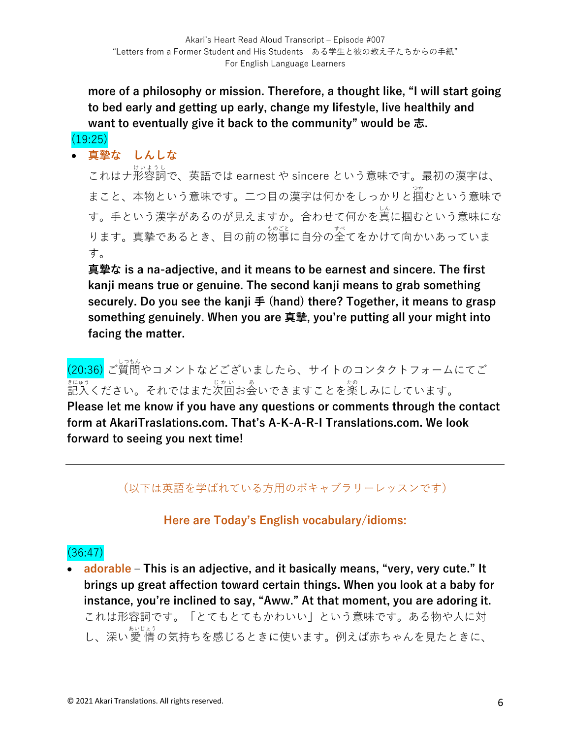**more of a philosophy or mission. Therefore, a thought like, "I will start going to bed early and getting up early, change my lifestyle, live healthily and want to eventually give it back to the community" would be 志.**

(19:25)

- **真摯な　しんしな**

  これはナ形容詞で、英語では earnest や sincere という意味です。最初の漢字は、まこと、本物という意味です。二つ目の漢字は何かをしっかりと掴むという意味です。手という漢字があるのが見えますか。合わせて何かを真に掴むという意味になります。真摯であるとき、目の前の物事に自分の全てをかけて向かいあっています。

  **真摯な is a na-adjective, and it means to be earnest and sincere. The first kanji means true or genuine. The second kanji means to grab something securely. Do you see the kanji 手 (hand) there? Together, it means to grasp something genuinely. When you are 真摯, you're putting all your might into facing the matter.**

(20:36) ご質問やコメントなどございましたら、サイトのコンタクトフォームにてご記入ください。それではまた次回お会いできますことを楽しみにしています。
**Please let me know if you have any questions or comments through the contact form at AkariTraslations.com. That's A-K-A-R-I Translations.com. We look forward to seeing you next time!**

---

（以下は英語を学ばれている方用のボキャブラリーレッスンです）

**Here are Today's English vocabulary/idioms:**

(36:47)

- **adorable** – **This is an adjective, and it basically means, "very, very cute." It brings up great affection toward certain things. When you look at a baby for instance, you're inclined to say, "Aww." At that moment, you are adoring it.**
  これは形容詞です。「とてもとてもかわいい」という意味です。ある物や人に対し、深い愛情の気持ちを感じるときに使います。例えば赤ちゃんを見たときに、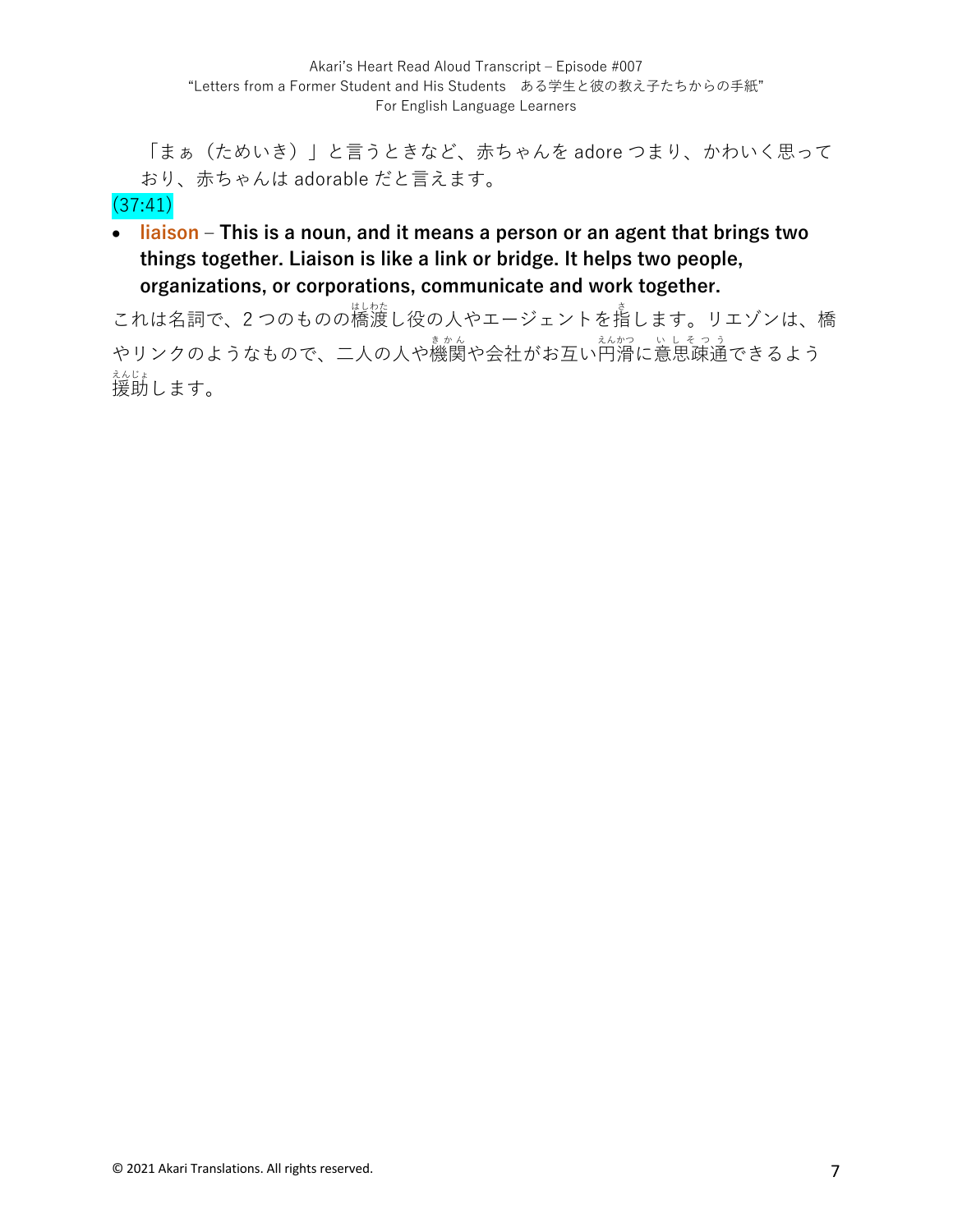「まぁ（ためいき）」と言うときなど、赤ちゃんを adore つまり、かわいく思っており、赤ちゃんは adorable だと言えます。

(37:41)

- **liaison** – **This is a noun, and it means a person or an agent that brings two things together. Liaison is like a link or bridge. It helps two people, organizations, or corporations, communicate and work together.**

これは名詞で、２つのものの橋渡し役の人やエージェントを指します。リエゾンは、橋やリンクのようなもので、二人の人や機関や会社がお互い円滑に意思疎通できるよう援助します。